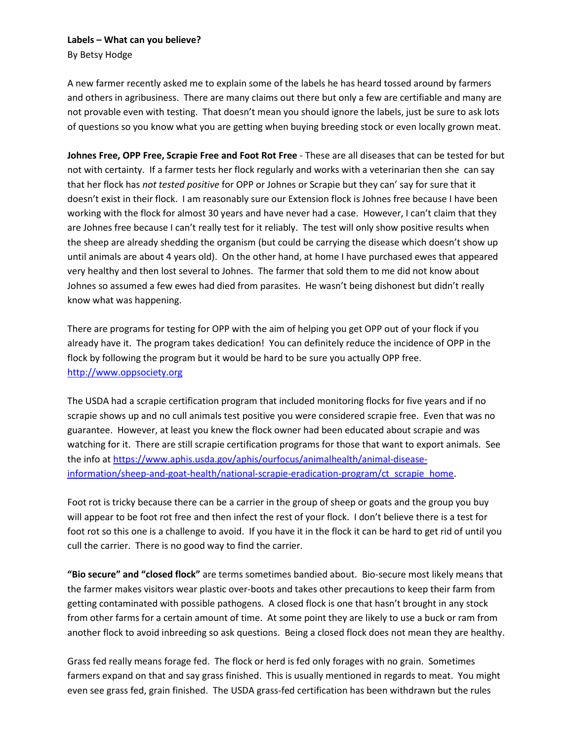**Labels – What can you believe?**

By Betsy Hodge

A new farmer recently asked me to explain some of the labels he has heard tossed around by farmers and others in agribusiness. There are many claims out there but only a few are certifiable and many are not provable even with testing. That doesn't mean you should ignore the labels, just be sure to ask lots of questions so you know what you are getting when buying breeding stock or even locally grown meat.

**Johnes Free, OPP Free, Scrapie Free and Foot Rot Free** - These are all diseases that can be tested for but not with certainty. If a farmer tests her flock regularly and works with a veterinarian then she can say that her flock has *not tested positive* for OPP or Johnes or Scrapie but they can' say for sure that it doesn't exist in their flock. I am reasonably sure our Extension flock is Johnes free because I have been working with the flock for almost 30 years and have never had a case. However, I can't claim that they are Johnes free because I can't really test for it reliably. The test will only show positive results when the sheep are already shedding the organism (but could be carrying the disease which doesn't show up until animals are about 4 years old). On the other hand, at home I have purchased ewes that appeared very healthy and then lost several to Johnes. The farmer that sold them to me did not know about Johnes so assumed a few ewes had died from parasites. He wasn't being dishonest but didn't really know what was happening.

There are programs for testing for OPP with the aim of helping you get OPP out of your flock if you already have it. The program takes dedication! You can definitely reduce the incidence of OPP in the flock by following the program but it would be hard to be sure you actually OPP free. http://www.oppsociety.org

The USDA had a scrapie certification program that included monitoring flocks for five years and if no scrapie shows up and no cull animals test positive you were considered scrapie free. Even that was no guarantee. However, at least you knew the flock owner had been educated about scrapie and was watching for it. There are still scrapie certification programs for those that want to export animals. See the info at https://www.aphis.usda.gov/aphis/ourfocus/animalhealth/animal-disease-information/sheep-and-goat-health/national-scrapie-eradication-program/ct_scrapie_home.

Foot rot is tricky because there can be a carrier in the group of sheep or goats and the group you buy will appear to be foot rot free and then infect the rest of your flock. I don't believe there is a test for foot rot so this one is a challenge to avoid. If you have it in the flock it can be hard to get rid of until you cull the carrier. There is no good way to find the carrier.

**"Bio secure" and "closed flock"** are terms sometimes bandied about. Bio-secure most likely means that the farmer makes visitors wear plastic over-boots and takes other precautions to keep their farm from getting contaminated with possible pathogens. A closed flock is one that hasn't brought in any stock from other farms for a certain amount of time. At some point they are likely to use a buck or ram from another flock to avoid inbreeding so ask questions. Being a closed flock does not mean they are healthy.

Grass fed really means forage fed. The flock or herd is fed only forages with no grain. Sometimes farmers expand on that and say grass finished. This is usually mentioned in regards to meat. You might even see grass fed, grain finished. The USDA grass-fed certification has been withdrawn but the rules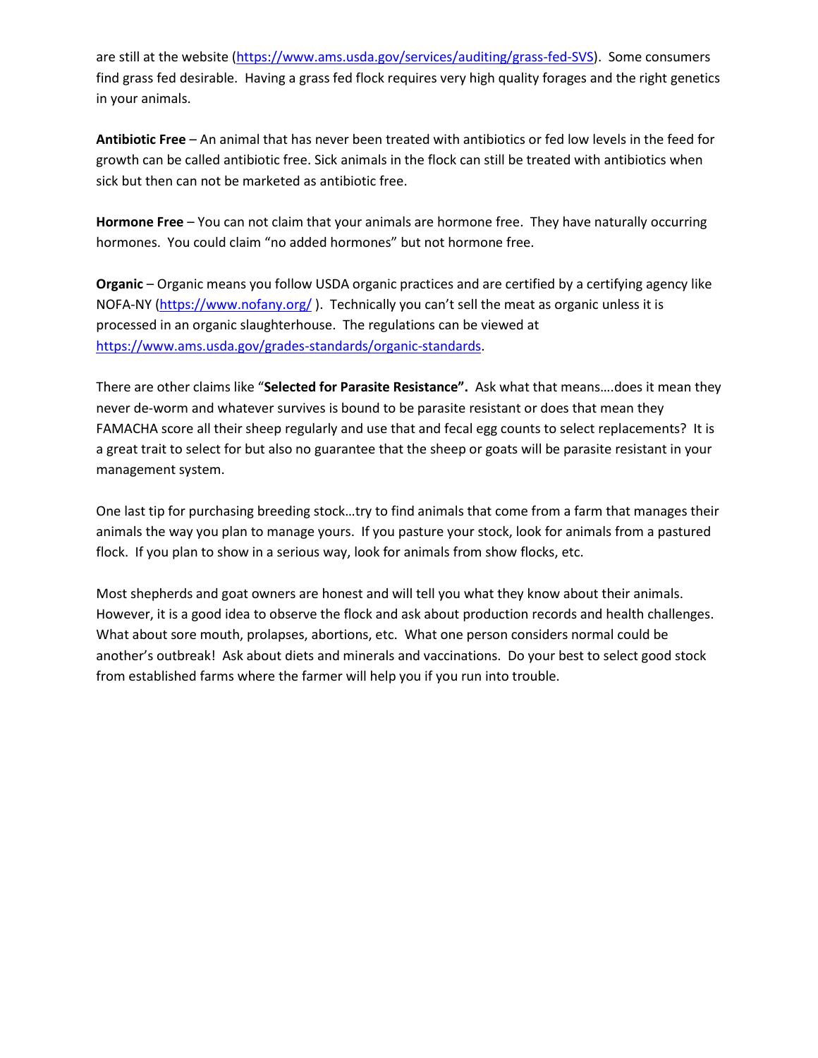are still at the website (https://www.ams.usda.gov/services/auditing/grass-fed-SVS). Some consumers find grass fed desirable. Having a grass fed flock requires very high quality forages and the right genetics in your animals.

**Antibiotic Free** – An animal that has never been treated with antibiotics or fed low levels in the feed for growth can be called antibiotic free. Sick animals in the flock can still be treated with antibiotics when sick but then can not be marketed as antibiotic free.

**Hormone Free** – You can not claim that your animals are hormone free. They have naturally occurring hormones. You could claim "no added hormones" but not hormone free.

**Organic** – Organic means you follow USDA organic practices and are certified by a certifying agency like NOFA-NY (https://www.nofany.org/ ). Technically you can't sell the meat as organic unless it is processed in an organic slaughterhouse. The regulations can be viewed at https://www.ams.usda.gov/grades-standards/organic-standards.

There are other claims like "**Selected for Parasite Resistance".** Ask what that means….does it mean they never de-worm and whatever survives is bound to be parasite resistant or does that mean they FAMACHA score all their sheep regularly and use that and fecal egg counts to select replacements? It is a great trait to select for but also no guarantee that the sheep or goats will be parasite resistant in your management system.

One last tip for purchasing breeding stock…try to find animals that come from a farm that manages their animals the way you plan to manage yours. If you pasture your stock, look for animals from a pastured flock. If you plan to show in a serious way, look for animals from show flocks, etc.

Most shepherds and goat owners are honest and will tell you what they know about their animals. However, it is a good idea to observe the flock and ask about production records and health challenges. What about sore mouth, prolapses, abortions, etc. What one person considers normal could be another's outbreak! Ask about diets and minerals and vaccinations. Do your best to select good stock from established farms where the farmer will help you if you run into trouble.